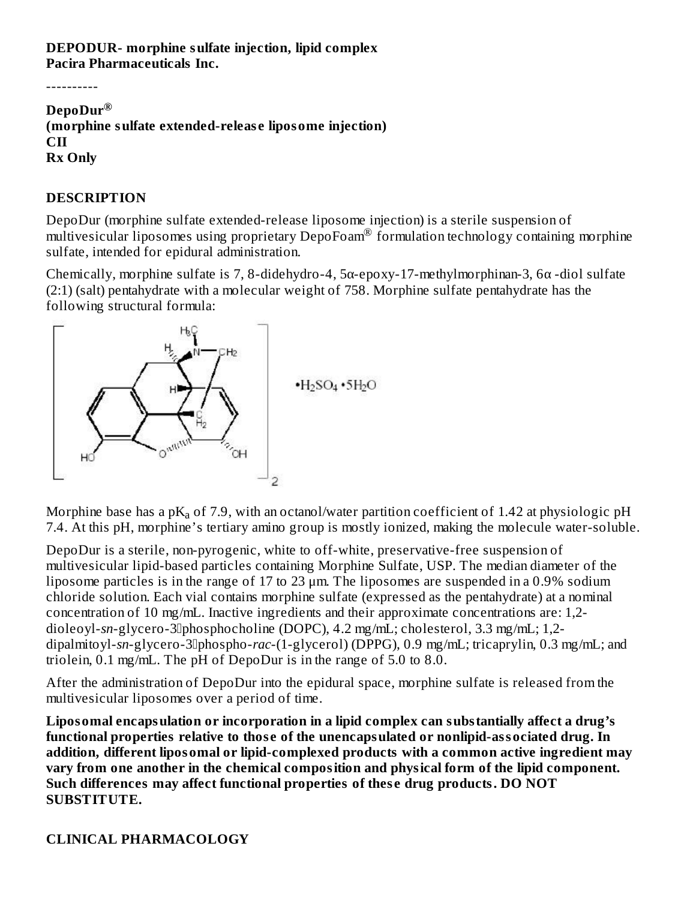**DEPODUR- morphine sulfate injection, lipid complex**
**Pacira Pharmaceuticals Inc.**

----------

**DepoDur®**
**(morphine sulfate extended-release liposome injection)**
**CII**
**Rx Only**

## DESCRIPTION

DepoDur (morphine sulfate extended-release liposome injection) is a sterile suspension of multivesicular liposomes using proprietary DepoFoam® formulation technology containing morphine sulfate, intended for epidural administration.

Chemically, morphine sulfate is 7, 8-didehydro-4, 5α-epoxy-17-methylmorphinan-3, 6α -diol sulfate (2:1) (salt) pentahydrate with a molecular weight of 758. Morphine sulfate pentahydrate has the following structural formula:

$\cdot H_2SO_4 \cdot 5H_2O$

Morphine base has a $pK_a$ of 7.9, with an octanol/water partition coefficient of 1.42 at physiologic pH 7.4. At this pH, morphine's tertiary amino group is mostly ionized, making the molecule water-soluble.

DepoDur is a sterile, non-pyrogenic, white to off-white, preservative-free suspension of multivesicular lipid-based particles containing Morphine Sulfate, USP. The median diameter of the liposome particles is in the range of 17 to 23 µm. The liposomes are suspended in a 0.9% sodium chloride solution. Each vial contains morphine sulfate (expressed as the pentahydrate) at a nominal concentration of 10 mg/mL. Inactive ingredients and their approximate concentrations are: 1,2-dioleoyl-*sn*-glycero-3-phosphocholine (DOPC), 4.2 mg/mL; cholesterol, 3.3 mg/mL; 1,2-dipalmitoyl-*sn*-glycero-3-phospho-*rac*-(1-glycerol) (DPPG), 0.9 mg/mL; tricaprylin, 0.3 mg/mL; and triolein, 0.1 mg/mL. The pH of DepoDur is in the range of 5.0 to 8.0.

After the administration of DepoDur into the epidural space, morphine sulfate is released from the multivesicular liposomes over a period of time.

**Liposomal encapsulation or incorporation in a lipid complex can substantially affect a drug's functional properties relative to those of the unencapsulated or nonlipid-associated drug. In addition, different liposomal or lipid-complexed products with a common active ingredient may vary from one another in the chemical composition and physical form of the lipid component. Such differences may affect functional properties of these drug products. DO NOT SUBSTITUTE.**

## CLINICAL PHARMACOLOGY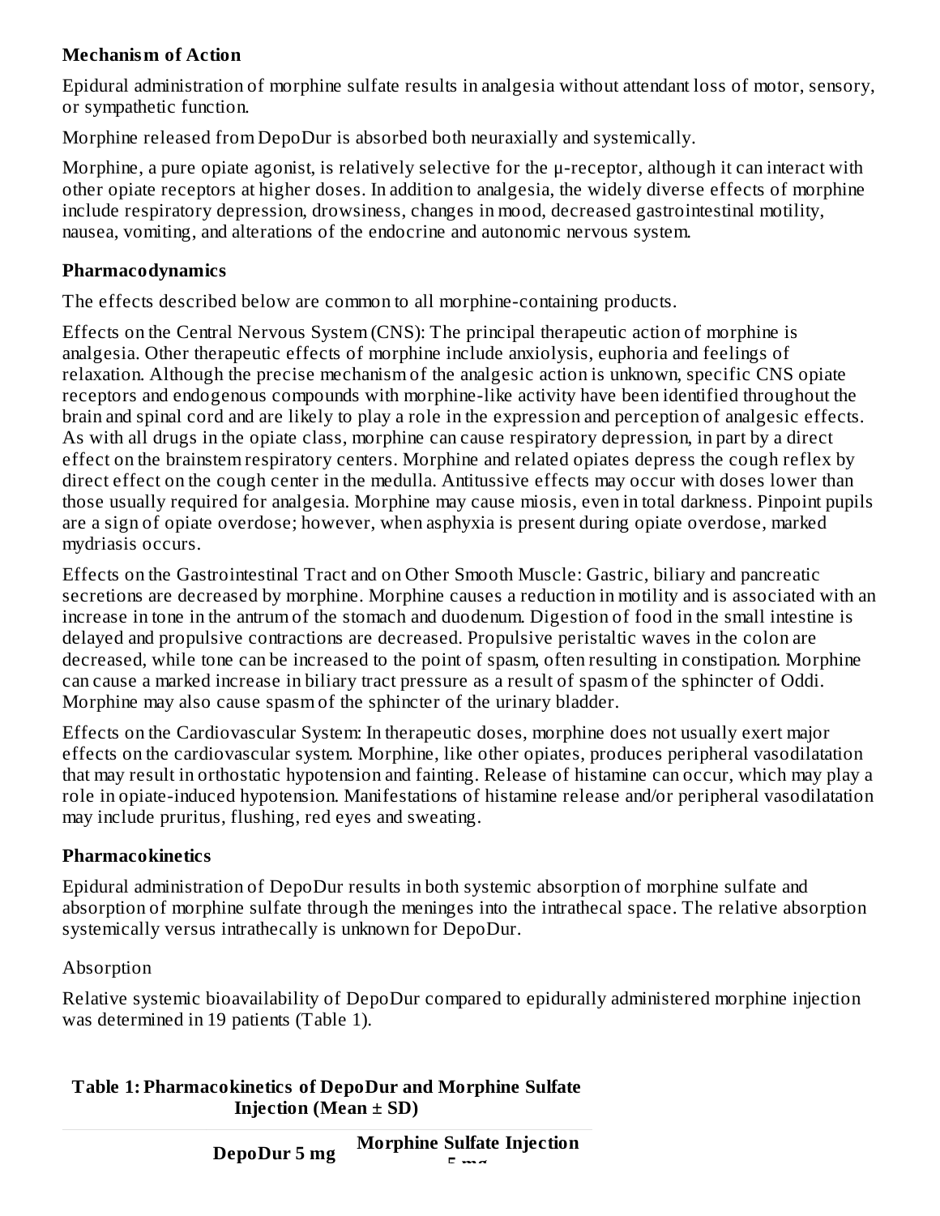**Mechanism of Action**

Epidural administration of morphine sulfate results in analgesia without attendant loss of motor, sensory, or sympathetic function.

Morphine released from DepoDur is absorbed both neuraxially and systemically.

Morphine, a pure opiate agonist, is relatively selective for the μ-receptor, although it can interact with other opiate receptors at higher doses. In addition to analgesia, the widely diverse effects of morphine include respiratory depression, drowsiness, changes in mood, decreased gastrointestinal motility, nausea, vomiting, and alterations of the endocrine and autonomic nervous system.

**Pharmacodynamics**

The effects described below are common to all morphine-containing products.

Effects on the Central Nervous System (CNS): The principal therapeutic action of morphine is analgesia. Other therapeutic effects of morphine include anxiolysis, euphoria and feelings of relaxation. Although the precise mechanism of the analgesic action is unknown, specific CNS opiate receptors and endogenous compounds with morphine-like activity have been identified throughout the brain and spinal cord and are likely to play a role in the expression and perception of analgesic effects. As with all drugs in the opiate class, morphine can cause respiratory depression, in part by a direct effect on the brainstem respiratory centers. Morphine and related opiates depress the cough reflex by direct effect on the cough center in the medulla. Antitussive effects may occur with doses lower than those usually required for analgesia. Morphine may cause miosis, even in total darkness. Pinpoint pupils are a sign of opiate overdose; however, when asphyxia is present during opiate overdose, marked mydriasis occurs.

Effects on the Gastrointestinal Tract and on Other Smooth Muscle: Gastric, biliary and pancreatic secretions are decreased by morphine. Morphine causes a reduction in motility and is associated with an increase in tone in the antrum of the stomach and duodenum. Digestion of food in the small intestine is delayed and propulsive contractions are decreased. Propulsive peristaltic waves in the colon are decreased, while tone can be increased to the point of spasm, often resulting in constipation. Morphine can cause a marked increase in biliary tract pressure as a result of spasm of the sphincter of Oddi. Morphine may also cause spasm of the sphincter of the urinary bladder.

Effects on the Cardiovascular System: In therapeutic doses, morphine does not usually exert major effects on the cardiovascular system. Morphine, like other opiates, produces peripheral vasodilatation that may result in orthostatic hypotension and fainting. Release of histamine can occur, which may play a role in opiate-induced hypotension. Manifestations of histamine release and/or peripheral vasodilatation may include pruritus, flushing, red eyes and sweating.

**Pharmacokinetics**

Epidural administration of DepoDur results in both systemic absorption of morphine sulfate and absorption of morphine sulfate through the meninges into the intrathecal space. The relative absorption systemically versus intrathecally is unknown for DepoDur.

Absorption

Relative systemic bioavailability of DepoDur compared to epidurally administered morphine injection was determined in 19 patients (Table 1).

**Table 1: Pharmacokinetics of DepoDur and Morphine Sulfate Injection (Mean ± SD)**

| | DepoDur 5 mg | Morphine Sulfate Injection 5 mg |
|---|---|---|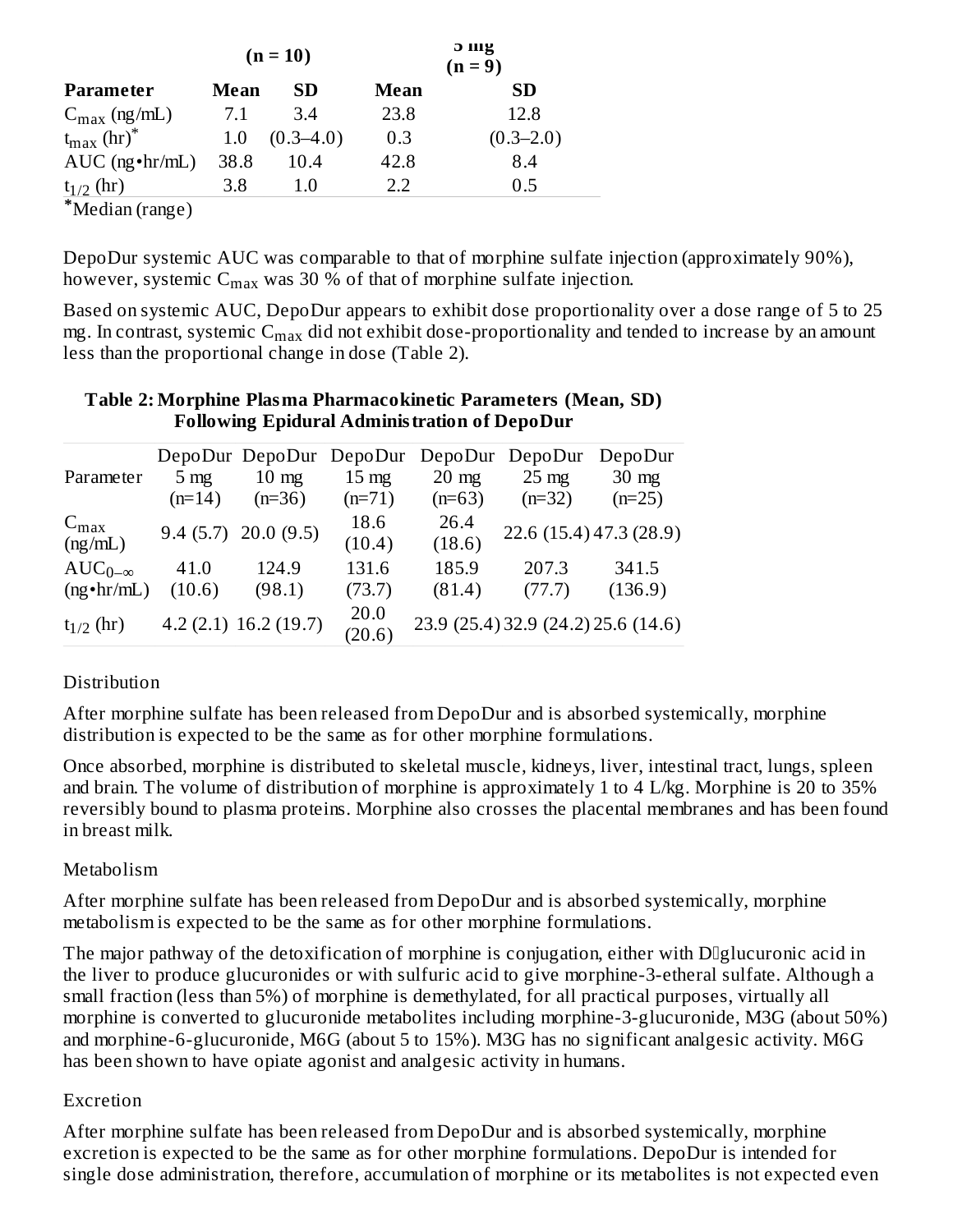| | (n = 10) | | 5 mg (n = 9) | |
|---|---|---|---|---|
| **Parameter** | **Mean** | **SD** | **Mean** | **SD** |
| $C_{max}$ (ng/mL) | 7.1 | 3.4 | 23.8 | 12.8 |
| $t_{max}$ (hr)* | 1.0 | (0.3–4.0) | 0.3 | (0.3–2.0) |
| AUC (ng•hr/mL) | 38.8 | 10.4 | 42.8 | 8.4 |
| $t_{1/2}$ (hr) | 3.8 | 1.0 | 2.2 | 0.5 |

*Median (range)

DepoDur systemic AUC was comparable to that of morphine sulfate injection (approximately 90%), however, systemic $C_{max}$ was 30 % of that of morphine sulfate injection.

Based on systemic AUC, DepoDur appears to exhibit dose proportionality over a dose range of 5 to 25 mg. In contrast, systemic $C_{max}$ did not exhibit dose-proportionality and tended to increase by an amount less than the proportional change in dose (Table 2).

**Table 2: Morphine Plasma Pharmacokinetic Parameters (Mean, SD) Following Epidural Administration of DepoDur**

| Parameter | DepoDur 5 mg (n=14) | DepoDur 10 mg (n=36) | DepoDur 15 mg (n=71) | DepoDur 20 mg (n=63) | DepoDur 25 mg (n=32) | DepoDur 30 mg (n=25) |
|---|---|---|---|---|---|---|
| $C_{max}$ (ng/mL) | 9.4 (5.7) | 20.0 (9.5) | 18.6 (10.4) | 26.4 (18.6) | 22.6 (15.4) | 47.3 (28.9) |
| $AUC_{0-\infty}$ (ng•hr/mL) | 41.0 (10.6) | 124.9 (98.1) | 131.6 (73.7) | 185.9 (81.4) | 207.3 (77.7) | 341.5 (136.9) |
| $t_{1/2}$ (hr) | 4.2 (2.1) | 16.2 (19.7) | 20.0 (20.6) | 23.9 (25.4) | 32.9 (24.2) | 25.6 (14.6) |

Distribution

After morphine sulfate has been released from DepoDur and is absorbed systemically, morphine distribution is expected to be the same as for other morphine formulations.

Once absorbed, morphine is distributed to skeletal muscle, kidneys, liver, intestinal tract, lungs, spleen and brain. The volume of distribution of morphine is approximately 1 to 4 L/kg. Morphine is 20 to 35% reversibly bound to plasma proteins. Morphine also crosses the placental membranes and has been found in breast milk.

Metabolism

After morphine sulfate has been released from DepoDur and is absorbed systemically, morphine metabolism is expected to be the same as for other morphine formulations.

The major pathway of the detoxification of morphine is conjugation, either with D-glucuronic acid in the liver to produce glucuronides or with sulfuric acid to give morphine-3-etheral sulfate. Although a small fraction (less than 5%) of morphine is demethylated, for all practical purposes, virtually all morphine is converted to glucuronide metabolites including morphine-3-glucuronide, M3G (about 50%) and morphine-6-glucuronide, M6G (about 5 to 15%). M3G has no significant analgesic activity. M6G has been shown to have opiate agonist and analgesic activity in humans.

Excretion

After morphine sulfate has been released from DepoDur and is absorbed systemically, morphine excretion is expected to be the same as for other morphine formulations. DepoDur is intended for single dose administration, therefore, accumulation of morphine or its metabolites is not expected even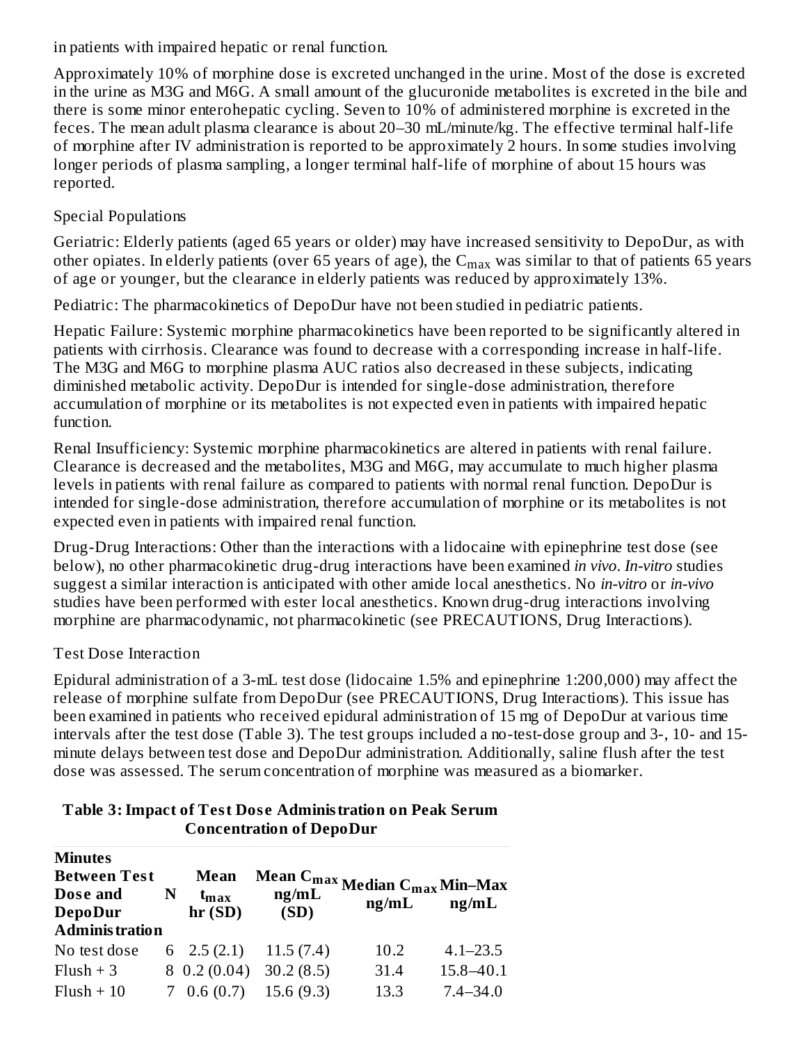in patients with impaired hepatic or renal function.

Approximately 10% of morphine dose is excreted unchanged in the urine. Most of the dose is excreted in the urine as M3G and M6G. A small amount of the glucuronide metabolites is excreted in the bile and there is some minor enterohepatic cycling. Seven to 10% of administered morphine is excreted in the feces. The mean adult plasma clearance is about 20–30 mL/minute/kg. The effective terminal half-life of morphine after IV administration is reported to be approximately 2 hours. In some studies involving longer periods of plasma sampling, a longer terminal half-life of morphine of about 15 hours was reported.

Special Populations

Geriatric: Elderly patients (aged 65 years or older) may have increased sensitivity to DepoDur, as with other opiates. In elderly patients (over 65 years of age), the $C_{max}$ was similar to that of patients 65 years of age or younger, but the clearance in elderly patients was reduced by approximately 13%.

Pediatric: The pharmacokinetics of DepoDur have not been studied in pediatric patients.

Hepatic Failure: Systemic morphine pharmacokinetics have been reported to be significantly altered in patients with cirrhosis. Clearance was found to decrease with a corresponding increase in half-life. The M3G and M6G to morphine plasma AUC ratios also decreased in these subjects, indicating diminished metabolic activity. DepoDur is intended for single-dose administration, therefore accumulation of morphine or its metabolites is not expected even in patients with impaired hepatic function.

Renal Insufficiency: Systemic morphine pharmacokinetics are altered in patients with renal failure. Clearance is decreased and the metabolites, M3G and M6G, may accumulate to much higher plasma levels in patients with renal failure as compared to patients with normal renal function. DepoDur is intended for single-dose administration, therefore accumulation of morphine or its metabolites is not expected even in patients with impaired renal function.

Drug-Drug Interactions: Other than the interactions with a lidocaine with epinephrine test dose (see below), no other pharmacokinetic drug-drug interactions have been examined *in vivo*. *In-vitro* studies suggest a similar interaction is anticipated with other amide local anesthetics. No *in-vitro* or *in-vivo* studies have been performed with ester local anesthetics. Known drug-drug interactions involving morphine are pharmacodynamic, not pharmacokinetic (see PRECAUTIONS, Drug Interactions).

Test Dose Interaction

Epidural administration of a 3-mL test dose (lidocaine 1.5% and epinephrine 1:200,000) may affect the release of morphine sulfate from DepoDur (see PRECAUTIONS, Drug Interactions). This issue has been examined in patients who received epidural administration of 15 mg of DepoDur at various time intervals after the test dose (Table 3). The test groups included a no-test-dose group and 3-, 10- and 15-minute delays between test dose and DepoDur administration. Additionally, saline flush after the test dose was assessed. The serum concentration of morphine was measured as a biomarker.

**Table 3: Impact of Test Dose Administration on Peak Serum Concentration of DepoDur**

| Minutes Between Test Dose and DepoDur Administration | N | Mean $t_{max}$ hr (SD) | Mean $C_{max}$ ng/mL (SD) | Median $C_{max}$ ng/mL | Min–Max ng/mL |
|---|---|---|---|---|---|
| No test dose | 6 | 2.5 (2.1) | 11.5 (7.4) | 10.2 | 4.1–23.5 |
| Flush + 3 | 8 | 0.2 (0.04) | 30.2 (8.5) | 31.4 | 15.8–40.1 |
| Flush + 10 | 7 | 0.6 (0.7) | 15.6 (9.3) | 13.3 | 7.4–34.0 |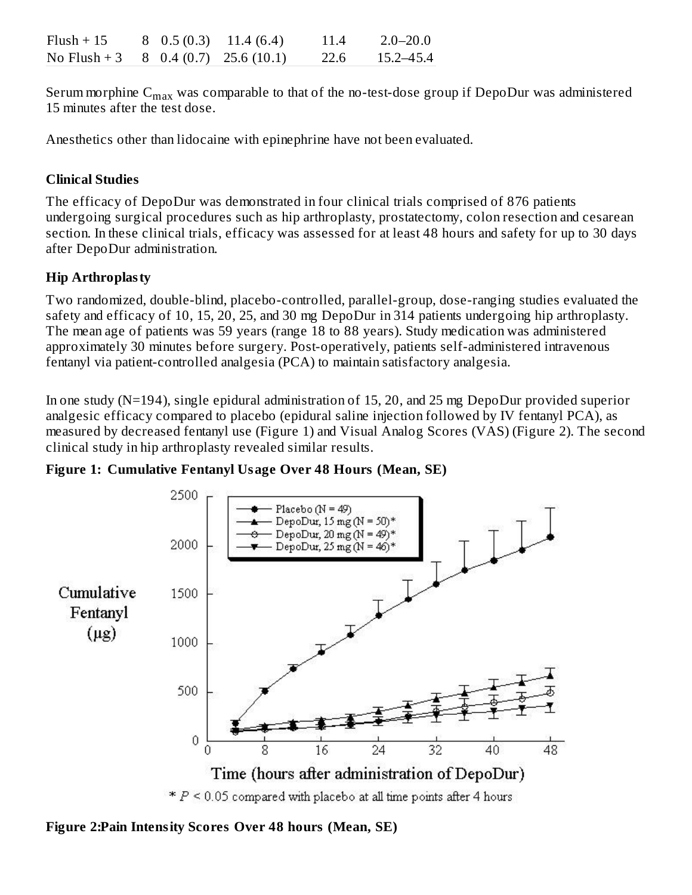| | | | | | |
|---|---|---|---|---|---|
| Flush + 15 | 8 | 0.5 (0.3) | 11.4 (6.4) | 11.4 | 2.0–20.0 |
| No Flush + 3 | 8 | 0.4 (0.7) | 25.6 (10.1) | 22.6 | 15.2–45.4 |

Serum morphine $C_{max}$ was comparable to that of the no-test-dose group if DepoDur was administered 15 minutes after the test dose.

Anesthetics other than lidocaine with epinephrine have not been evaluated.

**Clinical Studies**

The efficacy of DepoDur was demonstrated in four clinical trials comprised of 876 patients undergoing surgical procedures such as hip arthroplasty, prostatectomy, colon resection and cesarean section. In these clinical trials, efficacy was assessed for at least 48 hours and safety for up to 30 days after DepoDur administration.

**Hip Arthroplasty**

Two randomized, double-blind, placebo-controlled, parallel-group, dose-ranging studies evaluated the safety and efficacy of 10, 15, 20, 25, and 30 mg DepoDur in 314 patients undergoing hip arthroplasty. The mean age of patients was 59 years (range 18 to 88 years). Study medication was administered approximately 30 minutes before surgery. Post-operatively, patients self-administered intravenous fentanyl via patient-controlled analgesia (PCA) to maintain satisfactory analgesia.

In one study (N=194), single epidural administration of 15, 20, and 25 mg DepoDur provided superior analgesic efficacy compared to placebo (epidural saline injection followed by IV fentanyl PCA), as measured by decreased fentanyl use (Figure 1) and Visual Analog Scores (VAS) (Figure 2). The second clinical study in hip arthroplasty revealed similar results.

**Figure 1: Cumulative Fentanyl Usage Over 48 Hours (Mean, SE)**

* $P < 0.05$ compared with placebo at all time points after 4 hours

**Figure 2:Pain Intensity Scores Over 48 hours (Mean, SE)**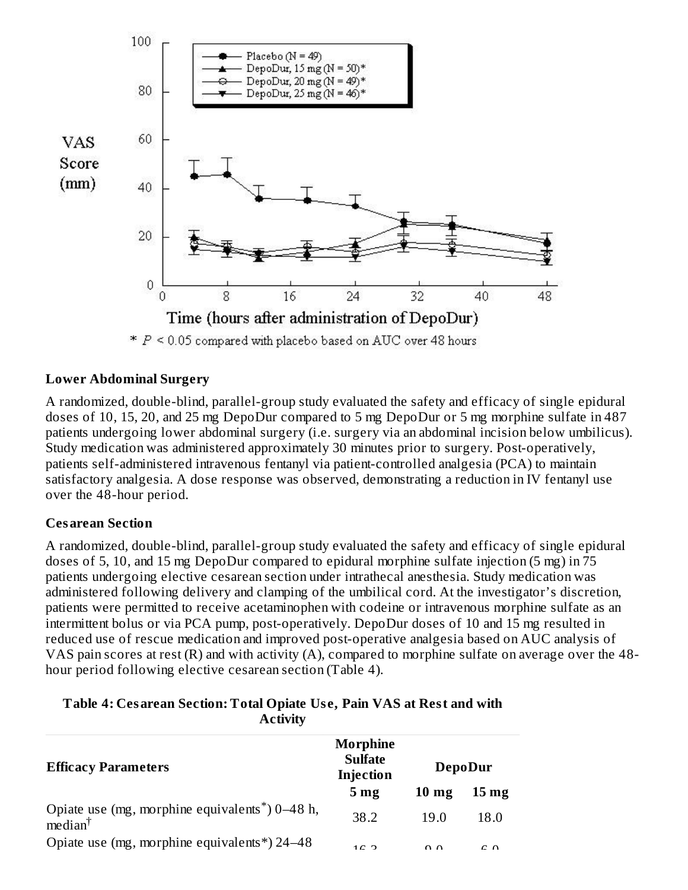* $P < 0.05$ compared with placebo based on AUC over 48 hours

**Lower Abdominal Surgery**

A randomized, double-blind, parallel-group study evaluated the safety and efficacy of single epidural doses of 10, 15, 20, and 25 mg DepoDur compared to 5 mg DepoDur or 5 mg morphine sulfate in 487 patients undergoing lower abdominal surgery (i.e. surgery via an abdominal incision below umbilicus). Study medication was administered approximately 30 minutes prior to surgery. Post-operatively, patients self-administered intravenous fentanyl via patient-controlled analgesia (PCA) to maintain satisfactory analgesia. A dose response was observed, demonstrating a reduction in IV fentanyl use over the 48-hour period.

**Cesarean Section**

A randomized, double-blind, parallel-group study evaluated the safety and efficacy of single epidural doses of 5, 10, and 15 mg DepoDur compared to epidural morphine sulfate injection (5 mg) in 75 patients undergoing elective cesarean section under intrathecal anesthesia. Study medication was administered following delivery and clamping of the umbilical cord. At the investigator's discretion, patients were permitted to receive acetaminophen with codeine or intravenous morphine sulfate as an intermittent bolus or via PCA pump, post-operatively. DepoDur doses of 10 and 15 mg resulted in reduced use of rescue medication and improved post-operative analgesia based on AUC analysis of VAS pain scores at rest (R) and with activity (A), compared to morphine sulfate on average over the 48-hour period following elective cesarean section (Table 4).

**Table 4: Cesarean Section: Total Opiate Use, Pain VAS at Rest and with Activity**

| Efficacy Parameters | Morphine Sulfate Injection | DepoDur | |
|---|---|---|---|
| | 5 mg | 10 mg | 15 mg |
| Opiate use (mg, morphine equivalents*) 0–48 h, median† | 38.2 | 19.0 | 18.0 |
| Opiate use (mg, morphine equivalents*) 24–48 | 16.3 | 9.0 | 6.0 |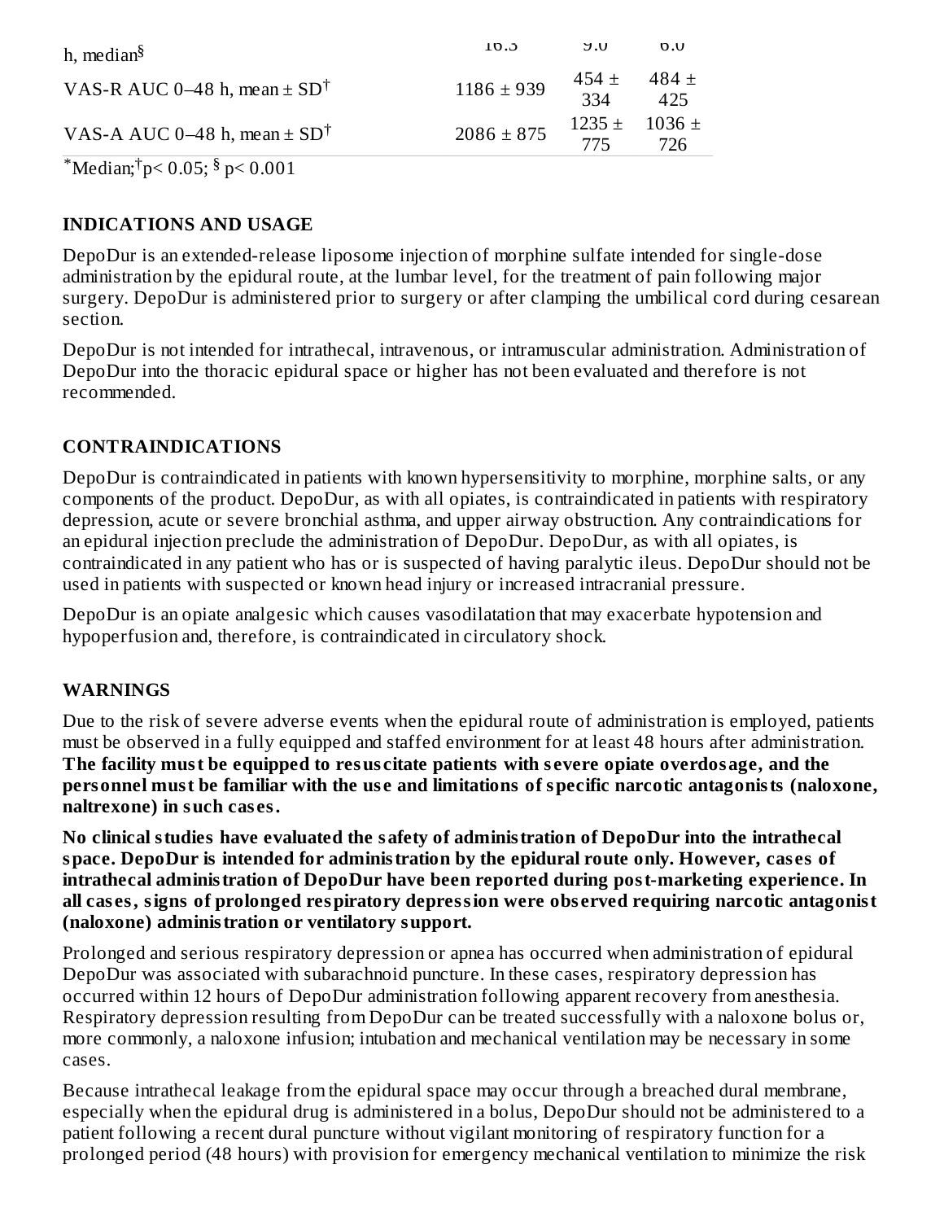| | | | |
|---|---|---|---|
| h, median[§] | 16.3 | 9.0 | 6.0 |
| VAS-R AUC 0–48 h, mean ± SD[†] | 1186 ± 939 | 454 ± 334 | 484 ± 425 |
| VAS-A AUC 0–48 h, mean ± SD[†] | 2086 ± 875 | 1235 ± 775 | 1036 ± 726 |

[*]Median;[†]$p < 0.05$; [§] $p < 0.001$

## INDICATIONS AND USAGE

DepoDur is an extended-release liposome injection of morphine sulfate intended for single-dose administration by the epidural route, at the lumbar level, for the treatment of pain following major surgery. DepoDur is administered prior to surgery or after clamping the umbilical cord during cesarean section.

DepoDur is not intended for intrathecal, intravenous, or intramuscular administration. Administration of DepoDur into the thoracic epidural space or higher has not been evaluated and therefore is not recommended.

## CONTRAINDICATIONS

DepoDur is contraindicated in patients with known hypersensitivity to morphine, morphine salts, or any components of the product. DepoDur, as with all opiates, is contraindicated in patients with respiratory depression, acute or severe bronchial asthma, and upper airway obstruction. Any contraindications for an epidural injection preclude the administration of DepoDur. DepoDur, as with all opiates, is contraindicated in any patient who has or is suspected of having paralytic ileus. DepoDur should not be used in patients with suspected or known head injury or increased intracranial pressure.

DepoDur is an opiate analgesic which causes vasodilatation that may exacerbate hypotension and hypoperfusion and, therefore, is contraindicated in circulatory shock.

## WARNINGS

Due to the risk of severe adverse events when the epidural route of administration is employed, patients must be observed in a fully equipped and staffed environment for at least 48 hours after administration. **The facility must be equipped to resuscitate patients with severe opiate overdosage, and the personnel must be familiar with the use and limitations of specific narcotic antagonists (naloxone, naltrexone) in such cases.**

**No clinical studies have evaluated the safety of administration of DepoDur into the intrathecal space. DepoDur is intended for administration by the epidural route only. However, cases of intrathecal administration of DepoDur have been reported during post-marketing experience. In all cases, signs of prolonged respiratory depression were observed requiring narcotic antagonist (naloxone) administration or ventilatory support.**

Prolonged and serious respiratory depression or apnea has occurred when administration of epidural DepoDur was associated with subarachnoid puncture. In these cases, respiratory depression has occurred within 12 hours of DepoDur administration following apparent recovery from anesthesia. Respiratory depression resulting from DepoDur can be treated successfully with a naloxone bolus or, more commonly, a naloxone infusion; intubation and mechanical ventilation may be necessary in some cases.

Because intrathecal leakage from the epidural space may occur through a breached dural membrane, especially when the epidural drug is administered in a bolus, DepoDur should not be administered to a patient following a recent dural puncture without vigilant monitoring of respiratory function for a prolonged period (48 hours) with provision for emergency mechanical ventilation to minimize the risk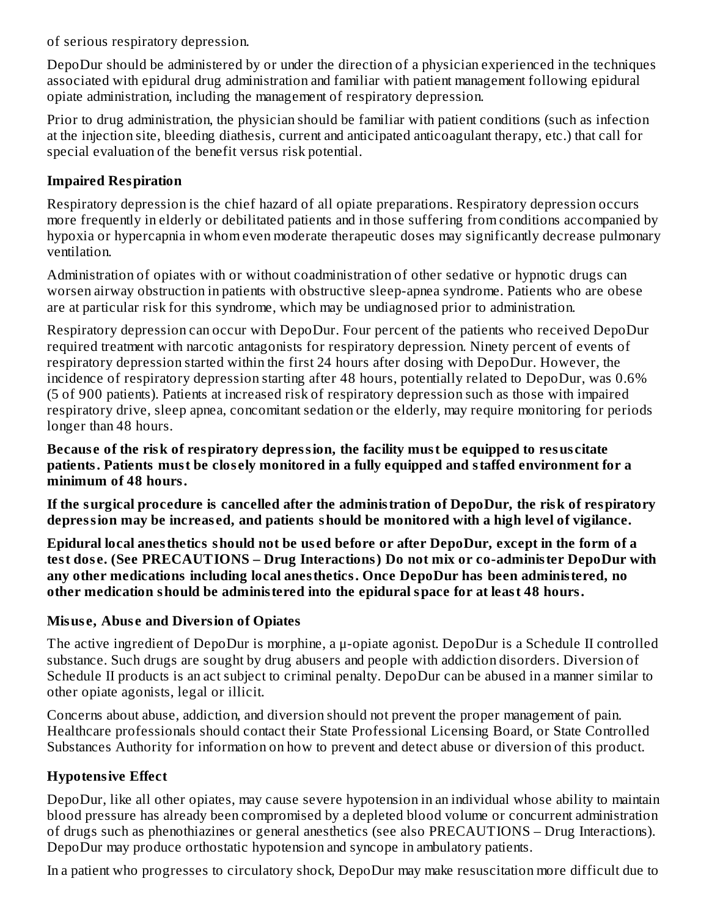of serious respiratory depression.

DepoDur should be administered by or under the direction of a physician experienced in the techniques associated with epidural drug administration and familiar with patient management following epidural opiate administration, including the management of respiratory depression.

Prior to drug administration, the physician should be familiar with patient conditions (such as infection at the injection site, bleeding diathesis, current and anticipated anticoagulant therapy, etc.) that call for special evaluation of the benefit versus risk potential.

### Impaired Respiration

Respiratory depression is the chief hazard of all opiate preparations. Respiratory depression occurs more frequently in elderly or debilitated patients and in those suffering from conditions accompanied by hypoxia or hypercapnia in whom even moderate therapeutic doses may significantly decrease pulmonary ventilation.

Administration of opiates with or without coadministration of other sedative or hypnotic drugs can worsen airway obstruction in patients with obstructive sleep-apnea syndrome. Patients who are obese are at particular risk for this syndrome, which may be undiagnosed prior to administration.

Respiratory depression can occur with DepoDur. Four percent of the patients who received DepoDur required treatment with narcotic antagonists for respiratory depression. Ninety percent of events of respiratory depression started within the first 24 hours after dosing with DepoDur. However, the incidence of respiratory depression starting after 48 hours, potentially related to DepoDur, was 0.6% (5 of 900 patients). Patients at increased risk of respiratory depression such as those with impaired respiratory drive, sleep apnea, concomitant sedation or the elderly, may require monitoring for periods longer than 48 hours.

**Because of the risk of respiratory depression, the facility must be equipped to resuscitate patients. Patients must be closely monitored in a fully equipped and staffed environment for a minimum of 48 hours.**

**If the surgical procedure is cancelled after the administration of DepoDur, the risk of respiratory depression may be increased, and patients should be monitored with a high level of vigilance.**

**Epidural local anesthetics should not be used before or after DepoDur, except in the form of a test dose. (See PRECAUTIONS – Drug Interactions) Do not mix or co-administer DepoDur with any other medications including local anesthetics. Once DepoDur has been administered, no other medication should be administered into the epidural space for at least 48 hours.**

### Misuse, Abuse and Diversion of Opiates

The active ingredient of DepoDur is morphine, a µ-opiate agonist. DepoDur is a Schedule II controlled substance. Such drugs are sought by drug abusers and people with addiction disorders. Diversion of Schedule II products is an act subject to criminal penalty. DepoDur can be abused in a manner similar to other opiate agonists, legal or illicit.

Concerns about abuse, addiction, and diversion should not prevent the proper management of pain. Healthcare professionals should contact their State Professional Licensing Board, or State Controlled Substances Authority for information on how to prevent and detect abuse or diversion of this product.

### Hypotensive Effect

DepoDur, like all other opiates, may cause severe hypotension in an individual whose ability to maintain blood pressure has already been compromised by a depleted blood volume or concurrent administration of drugs such as phenothiazines or general anesthetics (see also PRECAUTIONS – Drug Interactions). DepoDur may produce orthostatic hypotension and syncope in ambulatory patients.

In a patient who progresses to circulatory shock, DepoDur may make resuscitation more difficult due to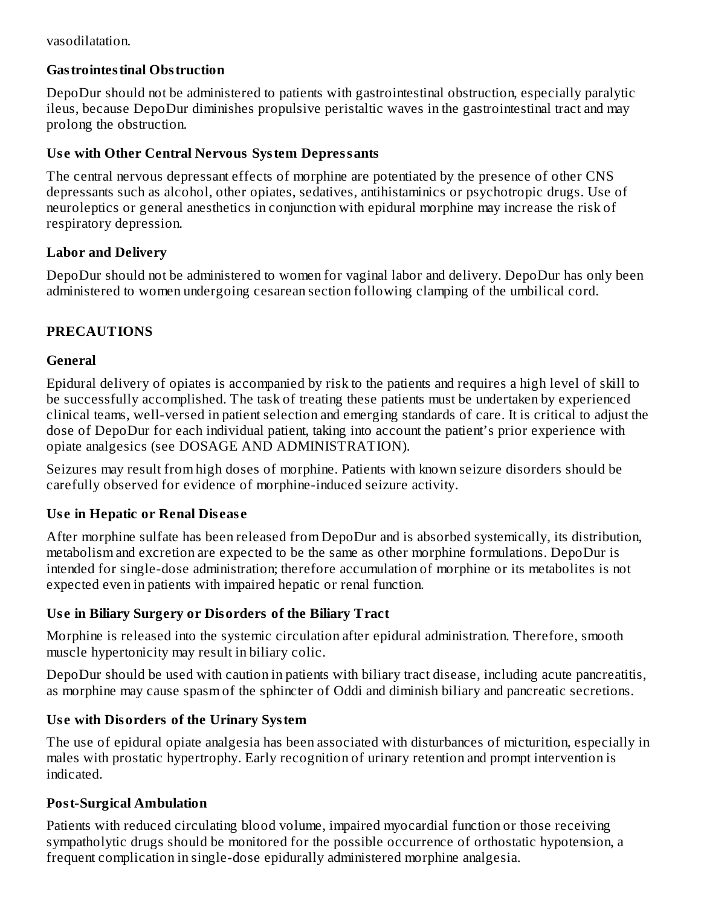vasodilatation.

### Gastrointestinal Obstruction

DepoDur should not be administered to patients with gastrointestinal obstruction, especially paralytic ileus, because DepoDur diminishes propulsive peristaltic waves in the gastrointestinal tract and may prolong the obstruction.

### Use with Other Central Nervous System Depressants

The central nervous depressant effects of morphine are potentiated by the presence of other CNS depressants such as alcohol, other opiates, sedatives, antihistaminics or psychotropic drugs. Use of neuroleptics or general anesthetics in conjunction with epidural morphine may increase the risk of respiratory depression.

### Labor and Delivery

DepoDur should not be administered to women for vaginal labor and delivery. DepoDur has only been administered to women undergoing cesarean section following clamping of the umbilical cord.

## PRECAUTIONS

### General

Epidural delivery of opiates is accompanied by risk to the patients and requires a high level of skill to be successfully accomplished. The task of treating these patients must be undertaken by experienced clinical teams, well-versed in patient selection and emerging standards of care. It is critical to adjust the dose of DepoDur for each individual patient, taking into account the patient's prior experience with opiate analgesics (see DOSAGE AND ADMINISTRATION).

Seizures may result from high doses of morphine. Patients with known seizure disorders should be carefully observed for evidence of morphine-induced seizure activity.

### Use in Hepatic or Renal Disease

After morphine sulfate has been released from DepoDur and is absorbed systemically, its distribution, metabolism and excretion are expected to be the same as other morphine formulations. DepoDur is intended for single-dose administration; therefore accumulation of morphine or its metabolites is not expected even in patients with impaired hepatic or renal function.

### Use in Biliary Surgery or Disorders of the Biliary Tract

Morphine is released into the systemic circulation after epidural administration. Therefore, smooth muscle hypertonicity may result in biliary colic.

DepoDur should be used with caution in patients with biliary tract disease, including acute pancreatitis, as morphine may cause spasm of the sphincter of Oddi and diminish biliary and pancreatic secretions.

### Use with Disorders of the Urinary System

The use of epidural opiate analgesia has been associated with disturbances of micturition, especially in males with prostatic hypertrophy. Early recognition of urinary retention and prompt intervention is indicated.

### Post-Surgical Ambulation

Patients with reduced circulating blood volume, impaired myocardial function or those receiving sympatholytic drugs should be monitored for the possible occurrence of orthostatic hypotension, a frequent complication in single-dose epidurally administered morphine analgesia.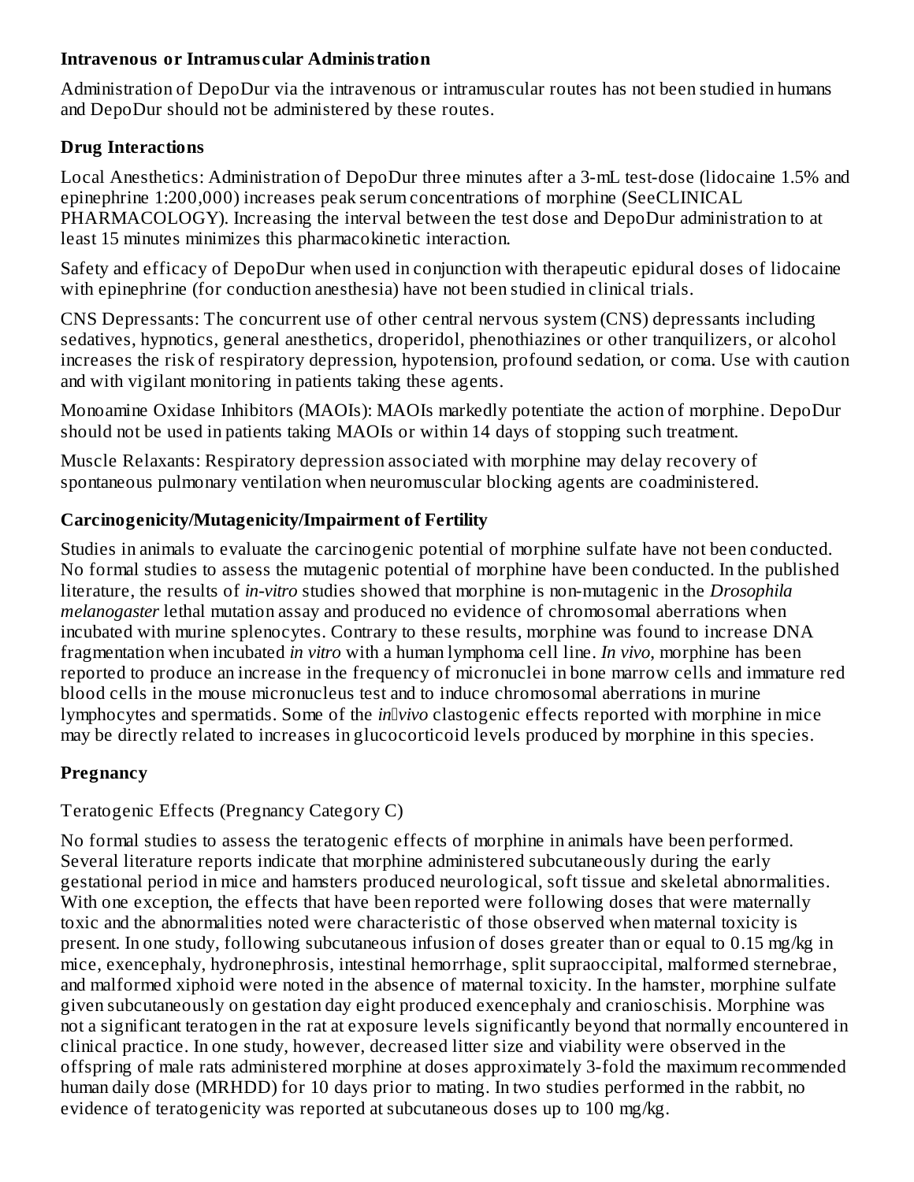**Intravenous or Intramuscular Administration**

Administration of DepoDur via the intravenous or intramuscular routes has not been studied in humans and DepoDur should not be administered by these routes.

**Drug Interactions**

Local Anesthetics: Administration of DepoDur three minutes after a 3-mL test-dose (lidocaine 1.5% and epinephrine 1:200,000) increases peak serum concentrations of morphine (SeeCLINICAL PHARMACOLOGY). Increasing the interval between the test dose and DepoDur administration to at least 15 minutes minimizes this pharmacokinetic interaction.

Safety and efficacy of DepoDur when used in conjunction with therapeutic epidural doses of lidocaine with epinephrine (for conduction anesthesia) have not been studied in clinical trials.

CNS Depressants: The concurrent use of other central nervous system (CNS) depressants including sedatives, hypnotics, general anesthetics, droperidol, phenothiazines or other tranquilizers, or alcohol increases the risk of respiratory depression, hypotension, profound sedation, or coma. Use with caution and with vigilant monitoring in patients taking these agents.

Monoamine Oxidase Inhibitors (MAOIs): MAOIs markedly potentiate the action of morphine. DepoDur should not be used in patients taking MAOIs or within 14 days of stopping such treatment.

Muscle Relaxants: Respiratory depression associated with morphine may delay recovery of spontaneous pulmonary ventilation when neuromuscular blocking agents are coadministered.

**Carcinogenicity/Mutagenicity/Impairment of Fertility**

Studies in animals to evaluate the carcinogenic potential of morphine sulfate have not been conducted. No formal studies to assess the mutagenic potential of morphine have been conducted. In the published literature, the results of *in-vitro* studies showed that morphine is non-mutagenic in the *Drosophila melanogaster* lethal mutation assay and produced no evidence of chromosomal aberrations when incubated with murine splenocytes. Contrary to these results, morphine was found to increase DNA fragmentation when incubated *in vitro* with a human lymphoma cell line. *In vivo*, morphine has been reported to produce an increase in the frequency of micronuclei in bone marrow cells and immature red blood cells in the mouse micronucleus test and to induce chromosomal aberrations in murine lymphocytes and spermatids. Some of the *in vivo* clastogenic effects reported with morphine in mice may be directly related to increases in glucocorticoid levels produced by morphine in this species.

**Pregnancy**

Teratogenic Effects (Pregnancy Category C)

No formal studies to assess the teratogenic effects of morphine in animals have been performed. Several literature reports indicate that morphine administered subcutaneously during the early gestational period in mice and hamsters produced neurological, soft tissue and skeletal abnormalities. With one exception, the effects that have been reported were following doses that were maternally toxic and the abnormalities noted were characteristic of those observed when maternal toxicity is present. In one study, following subcutaneous infusion of doses greater than or equal to 0.15 mg/kg in mice, exencephaly, hydronephrosis, intestinal hemorrhage, split supraoccipital, malformed sternebrae, and malformed xiphoid were noted in the absence of maternal toxicity. In the hamster, morphine sulfate given subcutaneously on gestation day eight produced exencephaly and cranioschisis. Morphine was not a significant teratogen in the rat at exposure levels significantly beyond that normally encountered in clinical practice. In one study, however, decreased litter size and viability were observed in the offspring of male rats administered morphine at doses approximately 3-fold the maximum recommended human daily dose (MRHDD) for 10 days prior to mating. In two studies performed in the rabbit, no evidence of teratogenicity was reported at subcutaneous doses up to 100 mg/kg.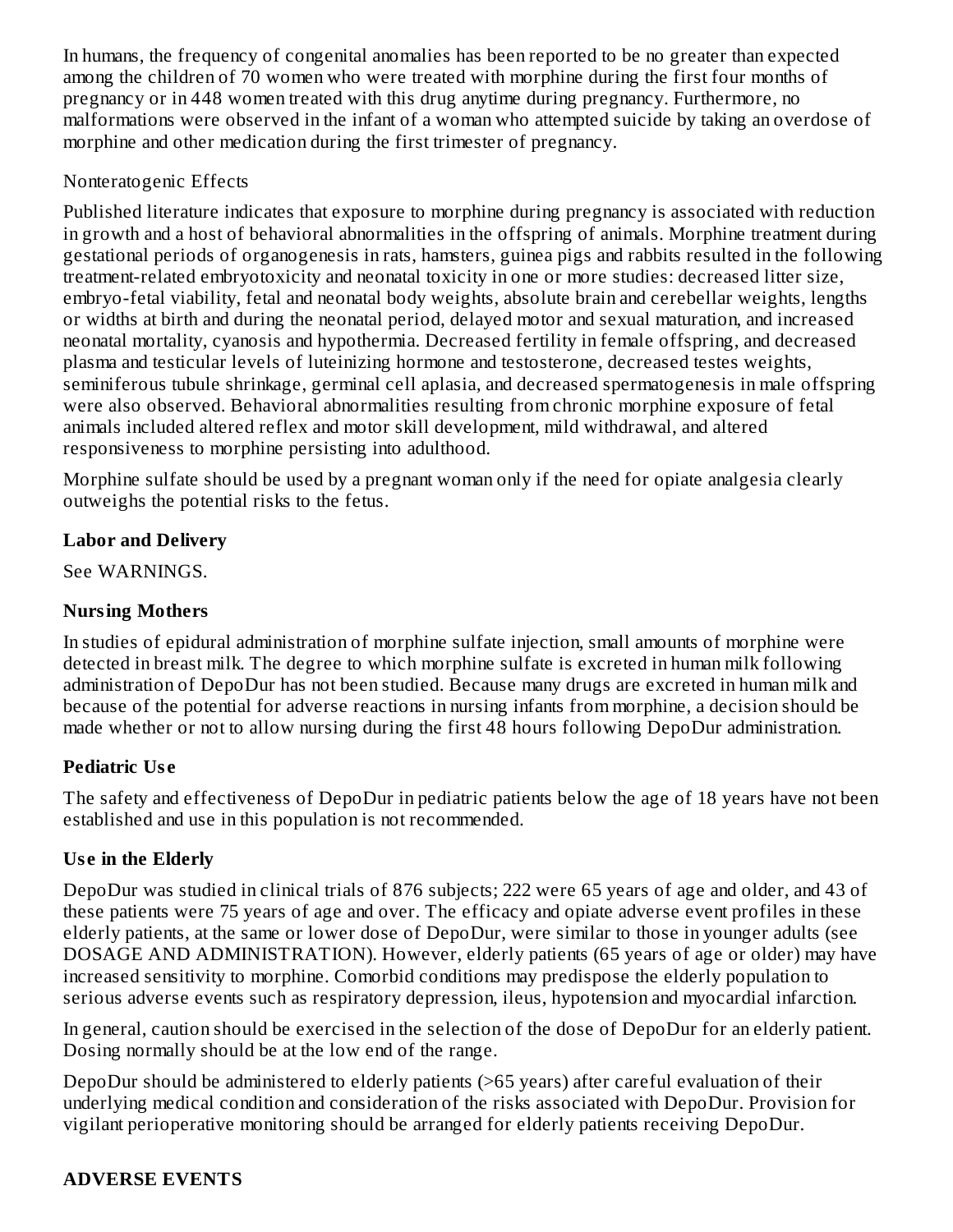In humans, the frequency of congenital anomalies has been reported to be no greater than expected among the children of 70 women who were treated with morphine during the first four months of pregnancy or in 448 women treated with this drug anytime during pregnancy. Furthermore, no malformations were observed in the infant of a woman who attempted suicide by taking an overdose of morphine and other medication during the first trimester of pregnancy.

Nonteratogenic Effects

Published literature indicates that exposure to morphine during pregnancy is associated with reduction in growth and a host of behavioral abnormalities in the offspring of animals. Morphine treatment during gestational periods of organogenesis in rats, hamsters, guinea pigs and rabbits resulted in the following treatment-related embryotoxicity and neonatal toxicity in one or more studies: decreased litter size, embryo-fetal viability, fetal and neonatal body weights, absolute brain and cerebellar weights, lengths or widths at birth and during the neonatal period, delayed motor and sexual maturation, and increased neonatal mortality, cyanosis and hypothermia. Decreased fertility in female offspring, and decreased plasma and testicular levels of luteinizing hormone and testosterone, decreased testes weights, seminiferous tubule shrinkage, germinal cell aplasia, and decreased spermatogenesis in male offspring were also observed. Behavioral abnormalities resulting from chronic morphine exposure of fetal animals included altered reflex and motor skill development, mild withdrawal, and altered responsiveness to morphine persisting into adulthood.

Morphine sulfate should be used by a pregnant woman only if the need for opiate analgesia clearly outweighs the potential risks to the fetus.

**Labor and Delivery**

See WARNINGS.

**Nursing Mothers**

In studies of epidural administration of morphine sulfate injection, small amounts of morphine were detected in breast milk. The degree to which morphine sulfate is excreted in human milk following administration of DepoDur has not been studied. Because many drugs are excreted in human milk and because of the potential for adverse reactions in nursing infants from morphine, a decision should be made whether or not to allow nursing during the first 48 hours following DepoDur administration.

**Pediatric Use**

The safety and effectiveness of DepoDur in pediatric patients below the age of 18 years have not been established and use in this population is not recommended.

**Use in the Elderly**

DepoDur was studied in clinical trials of 876 subjects; 222 were 65 years of age and older, and 43 of these patients were 75 years of age and over. The efficacy and opiate adverse event profiles in these elderly patients, at the same or lower dose of DepoDur, were similar to those in younger adults (see DOSAGE AND ADMINISTRATION). However, elderly patients (65 years of age or older) may have increased sensitivity to morphine. Comorbid conditions may predispose the elderly population to serious adverse events such as respiratory depression, ileus, hypotension and myocardial infarction.

In general, caution should be exercised in the selection of the dose of DepoDur for an elderly patient. Dosing normally should be at the low end of the range.

DepoDur should be administered to elderly patients (>65 years) after careful evaluation of their underlying medical condition and consideration of the risks associated with DepoDur. Provision for vigilant perioperative monitoring should be arranged for elderly patients receiving DepoDur.

## ADVERSE EVENTS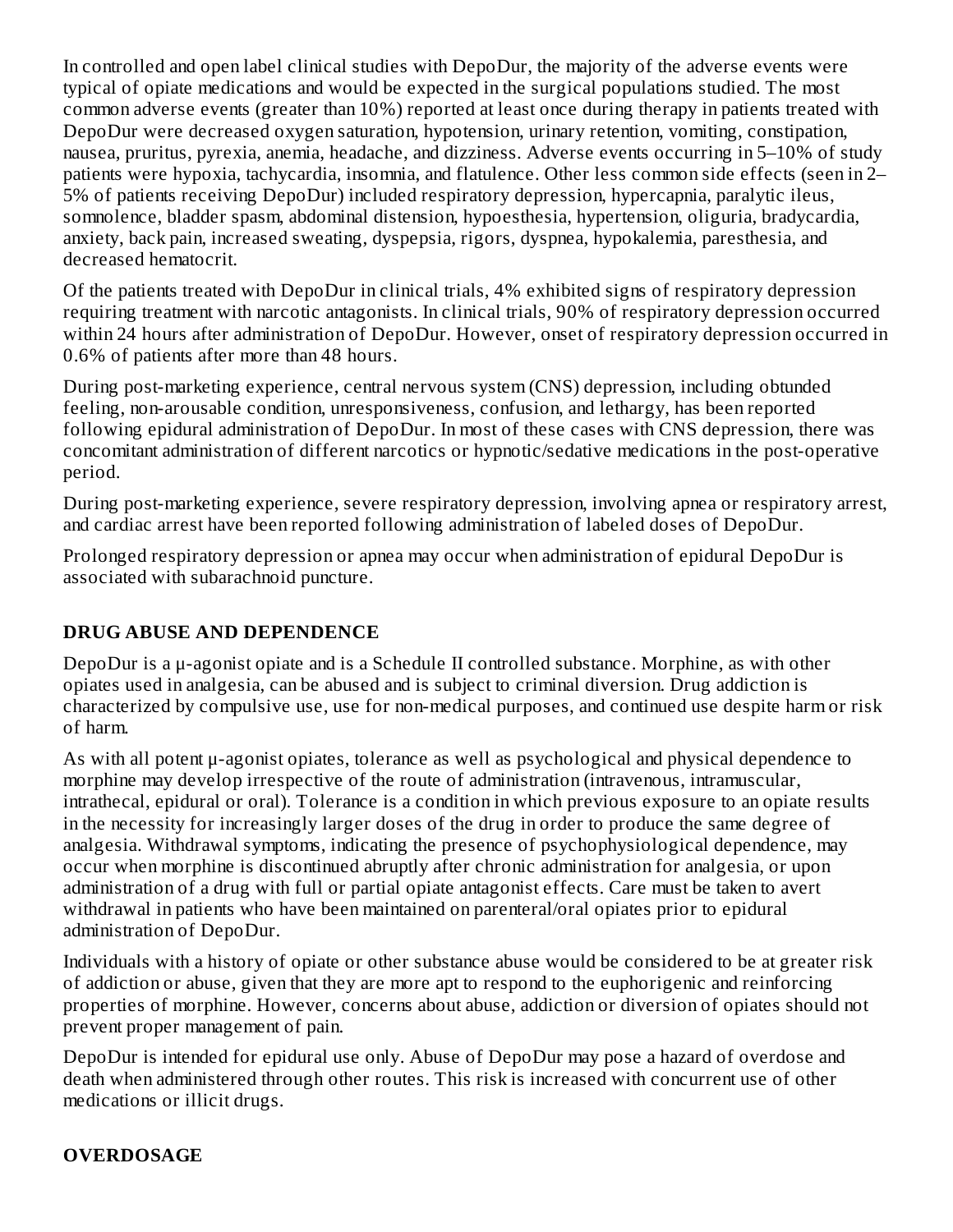In controlled and open label clinical studies with DepoDur, the majority of the adverse events were typical of opiate medications and would be expected in the surgical populations studied. The most common adverse events (greater than 10%) reported at least once during therapy in patients treated with DepoDur were decreased oxygen saturation, hypotension, urinary retention, vomiting, constipation, nausea, pruritus, pyrexia, anemia, headache, and dizziness. Adverse events occurring in 5–10% of study patients were hypoxia, tachycardia, insomnia, and flatulence. Other less common side effects (seen in 2–5% of patients receiving DepoDur) included respiratory depression, hypercapnia, paralytic ileus, somnolence, bladder spasm, abdominal distension, hypoesthesia, hypertension, oliguria, bradycardia, anxiety, back pain, increased sweating, dyspepsia, rigors, dyspnea, hypokalemia, paresthesia, and decreased hematocrit.

Of the patients treated with DepoDur in clinical trials, 4% exhibited signs of respiratory depression requiring treatment with narcotic antagonists. In clinical trials, 90% of respiratory depression occurred within 24 hours after administration of DepoDur. However, onset of respiratory depression occurred in 0.6% of patients after more than 48 hours.

During post-marketing experience, central nervous system (CNS) depression, including obtunded feeling, non-arousable condition, unresponsiveness, confusion, and lethargy, has been reported following epidural administration of DepoDur. In most of these cases with CNS depression, there was concomitant administration of different narcotics or hypnotic/sedative medications in the post-operative period.

During post-marketing experience, severe respiratory depression, involving apnea or respiratory arrest, and cardiac arrest have been reported following administration of labeled doses of DepoDur.

Prolonged respiratory depression or apnea may occur when administration of epidural DepoDur is associated with subarachnoid puncture.

## DRUG ABUSE AND DEPENDENCE

DepoDur is a μ-agonist opiate and is a Schedule II controlled substance. Morphine, as with other opiates used in analgesia, can be abused and is subject to criminal diversion. Drug addiction is characterized by compulsive use, use for non-medical purposes, and continued use despite harm or risk of harm.

As with all potent μ-agonist opiates, tolerance as well as psychological and physical dependence to morphine may develop irrespective of the route of administration (intravenous, intramuscular, intrathecal, epidural or oral). Tolerance is a condition in which previous exposure to an opiate results in the necessity for increasingly larger doses of the drug in order to produce the same degree of analgesia. Withdrawal symptoms, indicating the presence of psychophysiological dependence, may occur when morphine is discontinued abruptly after chronic administration for analgesia, or upon administration of a drug with full or partial opiate antagonist effects. Care must be taken to avert withdrawal in patients who have been maintained on parenteral/oral opiates prior to epidural administration of DepoDur.

Individuals with a history of opiate or other substance abuse would be considered to be at greater risk of addiction or abuse, given that they are more apt to respond to the euphorigenic and reinforcing properties of morphine. However, concerns about abuse, addiction or diversion of opiates should not prevent proper management of pain.

DepoDur is intended for epidural use only. Abuse of DepoDur may pose a hazard of overdose and death when administered through other routes. This risk is increased with concurrent use of other medications or illicit drugs.

## OVERDOSAGE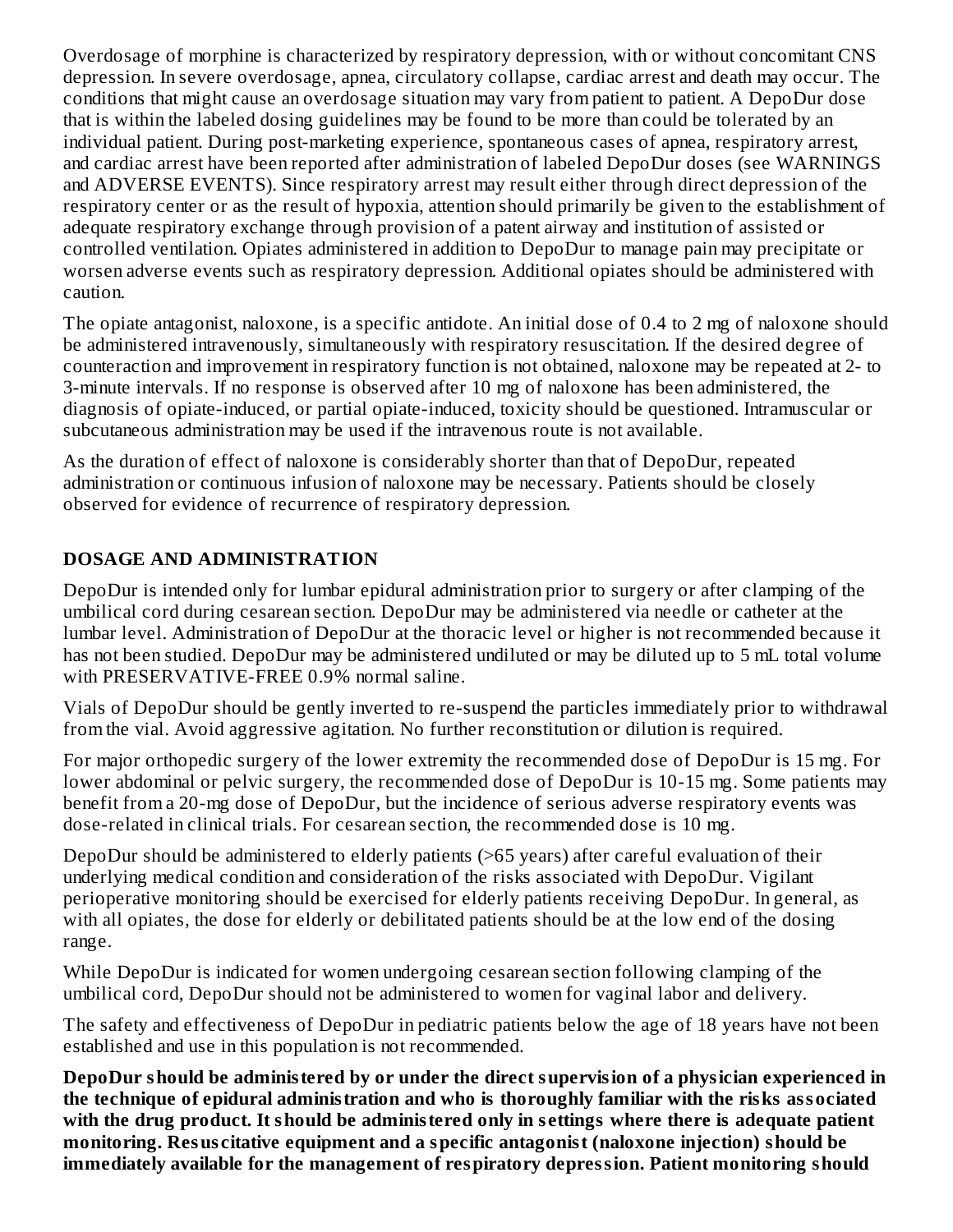Overdosage of morphine is characterized by respiratory depression, with or without concomitant CNS depression. In severe overdosage, apnea, circulatory collapse, cardiac arrest and death may occur. The conditions that might cause an overdosage situation may vary from patient to patient. A DepoDur dose that is within the labeled dosing guidelines may be found to be more than could be tolerated by an individual patient. During post-marketing experience, spontaneous cases of apnea, respiratory arrest, and cardiac arrest have been reported after administration of labeled DepoDur doses (see WARNINGS and ADVERSE EVENTS). Since respiratory arrest may result either through direct depression of the respiratory center or as the result of hypoxia, attention should primarily be given to the establishment of adequate respiratory exchange through provision of a patent airway and institution of assisted or controlled ventilation. Opiates administered in addition to DepoDur to manage pain may precipitate or worsen adverse events such as respiratory depression. Additional opiates should be administered with caution.

The opiate antagonist, naloxone, is a specific antidote. An initial dose of 0.4 to 2 mg of naloxone should be administered intravenously, simultaneously with respiratory resuscitation. If the desired degree of counteraction and improvement in respiratory function is not obtained, naloxone may be repeated at 2- to 3-minute intervals. If no response is observed after 10 mg of naloxone has been administered, the diagnosis of opiate-induced, or partial opiate-induced, toxicity should be questioned. Intramuscular or subcutaneous administration may be used if the intravenous route is not available.

As the duration of effect of naloxone is considerably shorter than that of DepoDur, repeated administration or continuous infusion of naloxone may be necessary. Patients should be closely observed for evidence of recurrence of respiratory depression.

## DOSAGE AND ADMINISTRATION

DepoDur is intended only for lumbar epidural administration prior to surgery or after clamping of the umbilical cord during cesarean section. DepoDur may be administered via needle or catheter at the lumbar level. Administration of DepoDur at the thoracic level or higher is not recommended because it has not been studied. DepoDur may be administered undiluted or may be diluted up to 5 mL total volume with PRESERVATIVE-FREE 0.9% normal saline.

Vials of DepoDur should be gently inverted to re-suspend the particles immediately prior to withdrawal from the vial. Avoid aggressive agitation. No further reconstitution or dilution is required.

For major orthopedic surgery of the lower extremity the recommended dose of DepoDur is 15 mg. For lower abdominal or pelvic surgery, the recommended dose of DepoDur is 10-15 mg. Some patients may benefit from a 20-mg dose of DepoDur, but the incidence of serious adverse respiratory events was dose-related in clinical trials. For cesarean section, the recommended dose is 10 mg.

DepoDur should be administered to elderly patients (>65 years) after careful evaluation of their underlying medical condition and consideration of the risks associated with DepoDur. Vigilant perioperative monitoring should be exercised for elderly patients receiving DepoDur. In general, as with all opiates, the dose for elderly or debilitated patients should be at the low end of the dosing range.

While DepoDur is indicated for women undergoing cesarean section following clamping of the umbilical cord, DepoDur should not be administered to women for vaginal labor and delivery.

The safety and effectiveness of DepoDur in pediatric patients below the age of 18 years have not been established and use in this population is not recommended.

**DepoDur should be administered by or under the direct supervision of a physician experienced in the technique of epidural administration and who is thoroughly familiar with the risks associated with the drug product. It should be administered only in settings where there is adequate patient monitoring. Resuscitative equipment and a specific antagonist (naloxone injection) should be immediately available for the management of respiratory depression. Patient monitoring should**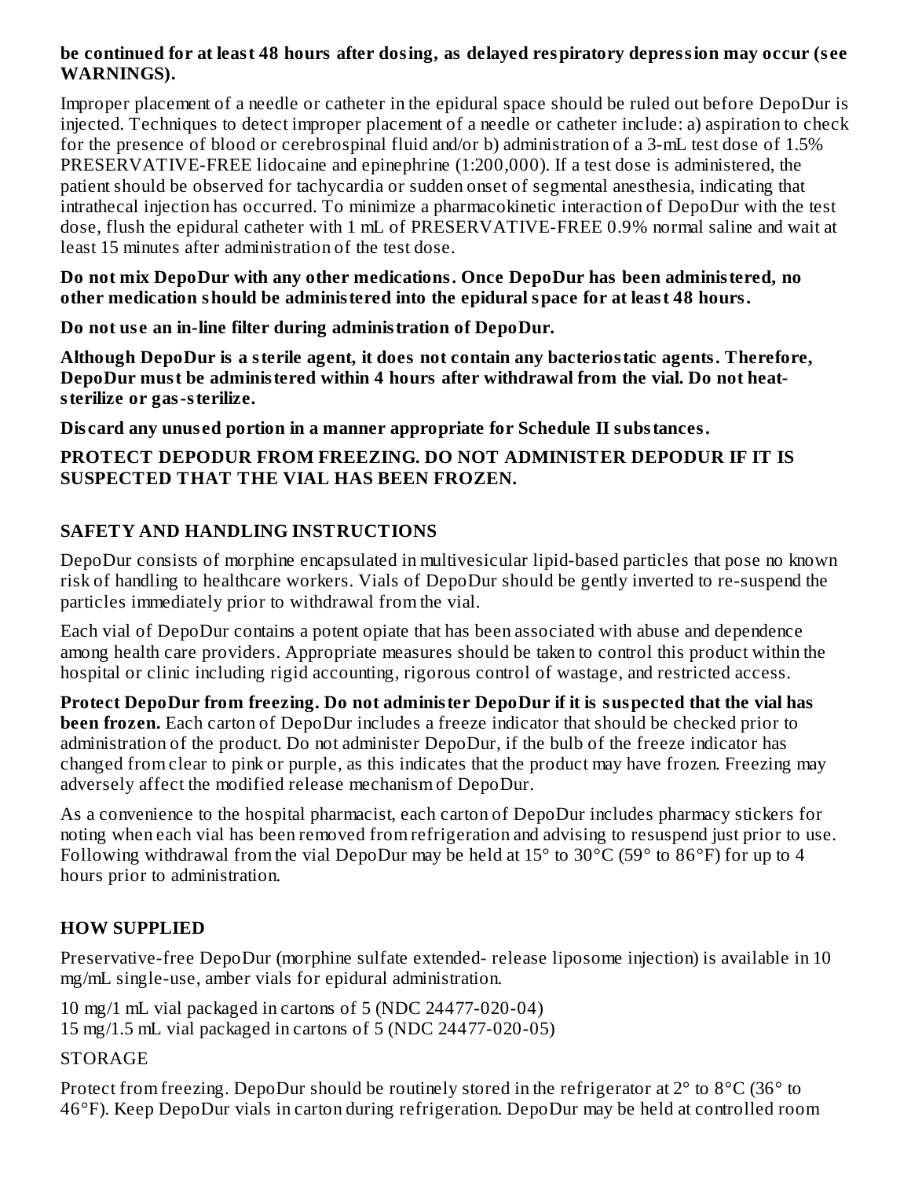**be continued for at least 48 hours after dosing, as delayed respiratory depression may occur (see WARNINGS).**

Improper placement of a needle or catheter in the epidural space should be ruled out before DepoDur is injected. Techniques to detect improper placement of a needle or catheter include: a) aspiration to check for the presence of blood or cerebrospinal fluid and/or b) administration of a 3-mL test dose of 1.5% PRESERVATIVE-FREE lidocaine and epinephrine (1:200,000). If a test dose is administered, the patient should be observed for tachycardia or sudden onset of segmental anesthesia, indicating that intrathecal injection has occurred. To minimize a pharmacokinetic interaction of DepoDur with the test dose, flush the epidural catheter with 1 mL of PRESERVATIVE-FREE 0.9% normal saline and wait at least 15 minutes after administration of the test dose.

**Do not mix DepoDur with any other medications. Once DepoDur has been administered, no other medication should be administered into the epidural space for at least 48 hours.**

**Do not use an in-line filter during administration of DepoDur.**

**Although DepoDur is a sterile agent, it does not contain any bacteriostatic agents. Therefore, DepoDur must be administered within 4 hours after withdrawal from the vial. Do not heat-sterilize or gas-sterilize.**

**Discard any unused portion in a manner appropriate for Schedule II substances.**

**PROTECT DEPODUR FROM FREEZING. DO NOT ADMINISTER DEPODUR IF IT IS SUSPECTED THAT THE VIAL HAS BEEN FROZEN.**

## SAFETY AND HANDLING INSTRUCTIONS

DepoDur consists of morphine encapsulated in multivesicular lipid-based particles that pose no known risk of handling to healthcare workers. Vials of DepoDur should be gently inverted to re-suspend the particles immediately prior to withdrawal from the vial.

Each vial of DepoDur contains a potent opiate that has been associated with abuse and dependence among health care providers. Appropriate measures should be taken to control this product within the hospital or clinic including rigid accounting, rigorous control of wastage, and restricted access.

**Protect DepoDur from freezing. Do not administer DepoDur if it is suspected that the vial has been frozen.** Each carton of DepoDur includes a freeze indicator that should be checked prior to administration of the product. Do not administer DepoDur, if the bulb of the freeze indicator has changed from clear to pink or purple, as this indicates that the product may have frozen. Freezing may adversely affect the modified release mechanism of DepoDur.

As a convenience to the hospital pharmacist, each carton of DepoDur includes pharmacy stickers for noting when each vial has been removed from refrigeration and advising to resuspend just prior to use. Following withdrawal from the vial DepoDur may be held at 15° to 30°C (59° to 86°F) for up to 4 hours prior to administration.

## HOW SUPPLIED

Preservative-free DepoDur (morphine sulfate extended- release liposome injection) is available in 10 mg/mL single-use, amber vials for epidural administration.

10 mg/1 mL vial packaged in cartons of 5 (NDC 24477-020-04)
15 mg/1.5 mL vial packaged in cartons of 5 (NDC 24477-020-05)

STORAGE

Protect from freezing. DepoDur should be routinely stored in the refrigerator at 2° to 8°C (36° to 46°F). Keep DepoDur vials in carton during refrigeration. DepoDur may be held at controlled room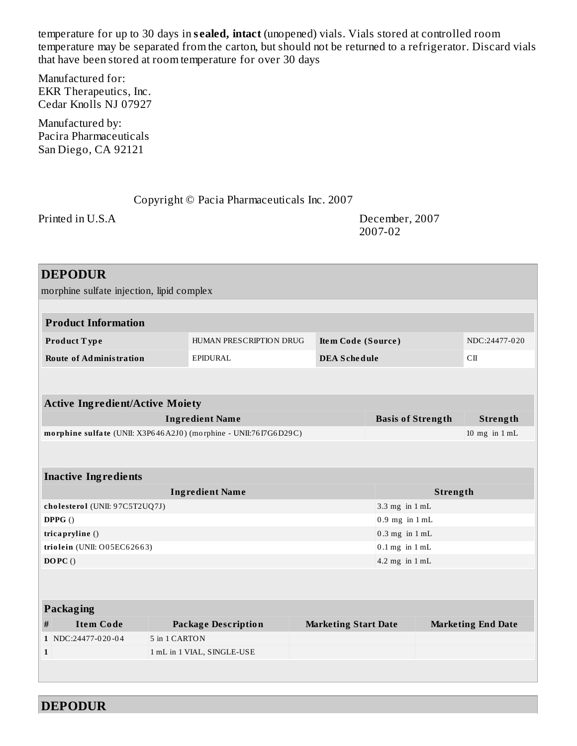temperature for up to 30 days in **sealed, intact** (unopened) vials. Vials stored at controlled room temperature may be separated from the carton, but should not be returned to a refrigerator. Discard vials that have been stored at room temperature for over 30 days

Manufactured for:
EKR Therapeutics, Inc.
Cedar Knolls NJ 07927

Manufactured by:
Pacira Pharmaceuticals
San Diego, CA 92121

Copyright © Pacia Pharmaceuticals Inc. 2007

Printed in U.S.A

December, 2007
2007-02

## DEPODUR

morphine sulfate injection, lipid complex

| **Product Information** | | | |
|---|---|---|---|
| **Product Type** | HUMAN PRESCRIPTION DRUG | **Item Code (Source)** | NDC:24477-020 |
| **Route of Administration** | EPIDURAL | **DEA Schedule** | CII |

| **Active Ingredient/Active Moiety** | | |
|---|---|---|
| **Ingredient Name** | **Basis of Strength** | **Strength** |
| **morphine sulfate** (UNII: X3P646A2J0) (morphine - UNII:76I7G6D29C) | | 10 mg in 1 mL |

| **Inactive Ingredients** | |
|---|---|
| **Ingredient Name** | **Strength** |
| **cholesterol** (UNII: 97C5T2UQ7J) | 3.3 mg in 1 mL |
| **DPPG** () | 0.9 mg in 1 mL |
| **tricapryline** () | 0.3 mg in 1 mL |
| **triolein** (UNII: O05EC62663) | 0.1 mg in 1 mL |
| **DOPC** () | 4.2 mg in 1 mL |

| **Packaging** | | | | |
|---|---|---|---|---|
| **#** | **Item Code** | **Package Description** | **Marketing Start Date** | **Marketing End Date** |
| **1** | NDC:24477-020-04 | 5 in 1 CARTON | | |
| **1** | | 1 mL in 1 VIAL, SINGLE-USE | | |

## DEPODUR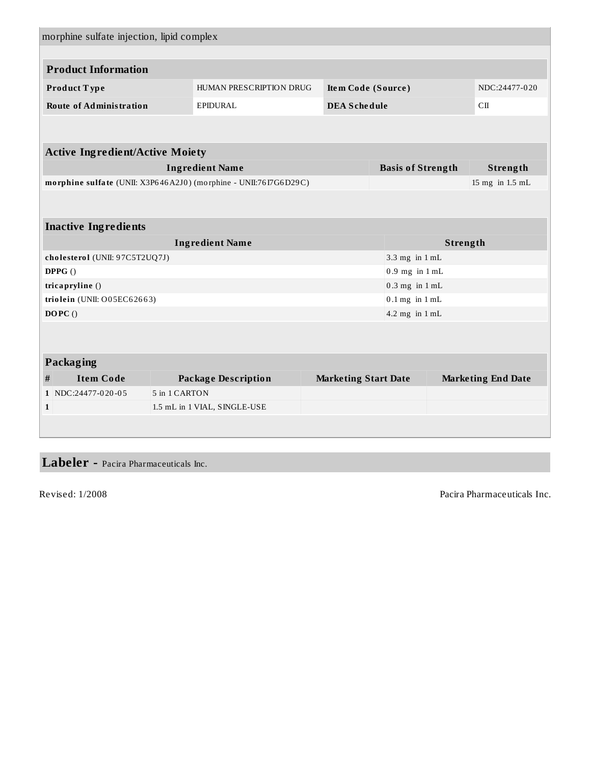morphine sulfate injection, lipid complex

## Product Information

| | | | |
|---|---|---|---|
| **Product Type** | HUMAN PRESCRIPTION DRUG | **Item Code (Source)** | NDC:24477-020 |
| **Route of Administration** | EPIDURAL | **DEA Schedule** | CII |

## Active Ingredient/Active Moiety

| Ingredient Name | Basis of Strength | Strength |
|---|---|---|
| **morphine sulfate** (UNII: X3P646A2J0) (morphine - UNII:76I7G6D29C) | | 15 mg in 1.5 mL |

## Inactive Ingredients

| Ingredient Name | Strength |
|---|---|
| **cholesterol** (UNII: 97C5T2UQ7J) | 3.3 mg in 1 mL |
| **DPPG** () | 0.9 mg in 1 mL |
| **tricapryline** () | 0.3 mg in 1 mL |
| **triolein** (UNII: O05EC62663) | 0.1 mg in 1 mL |
| **DOPC** () | 4.2 mg in 1 mL |

## Packaging

| # | Item Code | Package Description | Marketing Start Date | Marketing End Date |
|---|---|---|---|---|
| 1 | NDC:24477-020-05 | 5 in 1 CARTON | | |
| 1 | | 1.5 mL in 1 VIAL, SINGLE-USE | | |

## Labeler - Pacira Pharmaceuticals Inc.

Revised: 1/2008

Pacira Pharmaceuticals Inc.